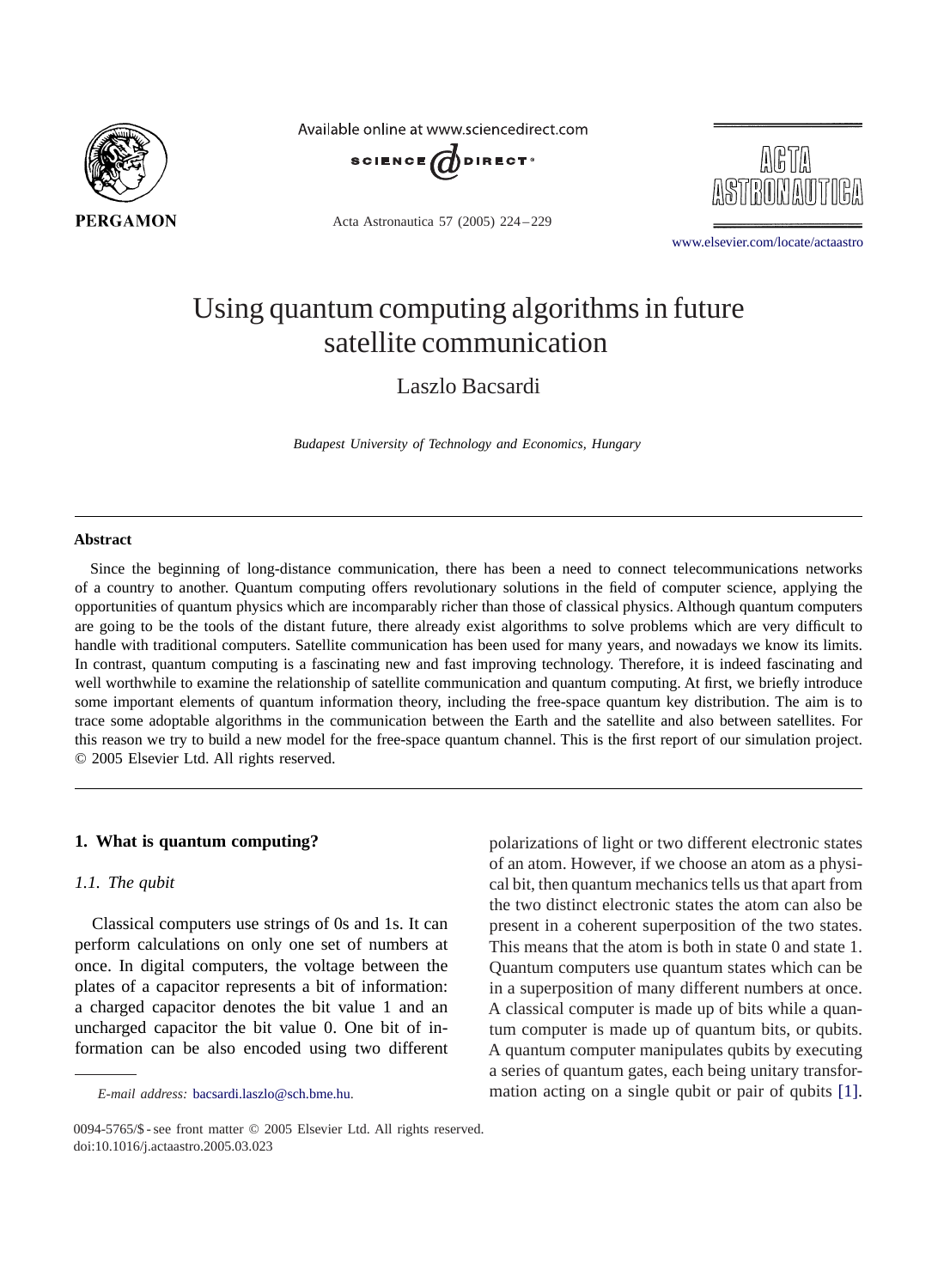# Using quantum computing algorithms in future satellite communication

Laszlo Bacsardi

*Budapest University of Technology and Economics, Hungary*

---

**Abstract**

Since the beginning of long-distance communication, there has been a need to connect telecommunications networks of a country to another. Quantum computing offers revolutionary solutions in the field of computer science, applying the opportunities of quantum physics which are incomparably richer than those of classical physics. Although quantum computers are going to be the tools of the distant future, there already exist algorithms to solve problems which are very difficult to handle with traditional computers. Satellite communication has been used for many years, and nowadays we know its limits. In contrast, quantum computing is a fascinating new and fast improving technology. Therefore, it is indeed fascinating and well worthwhile to examine the relationship of satellite communication and quantum computing. At first, we briefly introduce some important elements of quantum information theory, including the free-space quantum key distribution. The aim is to trace some adoptable algorithms in the communication between the Earth and the satellite and also between satellites. For this reason we try to build a new model for the free-space quantum channel. This is the first report of our simulation project.
© 2005 Elsevier Ltd. All rights reserved.

---

## 1. What is quantum computing?

### *1.1. The qubit*

Classical computers use strings of 0s and 1s. It can perform calculations on only one set of numbers at once. In digital computers, the voltage between the plates of a capacitor represents a bit of information: a charged capacitor denotes the bit value 1 and an uncharged capacitor the bit value 0. One bit of information can be also encoded using two different polarizations of light or two different electronic states of an atom. However, if we choose an atom as a physical bit, then quantum mechanics tells us that apart from the two distinct electronic states the atom can also be present in a coherent superposition of the two states. This means that the atom is both in state 0 and state 1. Quantum computers use quantum states which can be in a superposition of many different numbers at once. A classical computer is made up of bits while a quantum computer is made up of quantum bits, or qubits. A quantum computer manipulates qubits by executing a series of quantum gates, each being unitary transformation acting on a single qubit or pair of qubits [1].

*E-mail address:* bacsardi.laszlo@sch.bme.hu.

0094-5765/$ - see front matter © 2005 Elsevier Ltd. All rights reserved.
doi:10.1016/j.actaastro.2005.03.023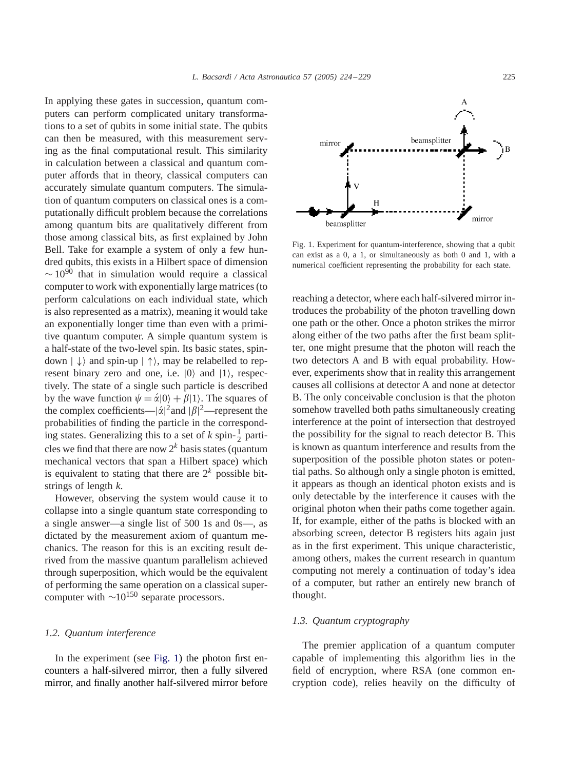In applying these gates in succession, quantum computers can perform complicated unitary transformations to a set of qubits in some initial state. The qubits can then be measured, with this measurement serving as the final computational result. This similarity in calculation between a classical and quantum computer affords that in theory, classical computers can accurately simulate quantum computers. The simulation of quantum computers on classical ones is a computationally difficult problem because the correlations among quantum bits are qualitatively different from those among classical bits, as first explained by John Bell. Take for example a system of only a few hundred qubits, this exists in a Hilbert space of dimension $\sim 10^{90}$ that in simulation would require a classical computer to work with exponentially large matrices (to perform calculations on each individual state, which is also represented as a matrix), meaning it would take an exponentially longer time than even with a primitive quantum computer. A simple quantum system is a half-state of the two-level spin. Its basic states, spin-down $|\downarrow\rangle$ and spin-up $|\uparrow\rangle$, may be relabelled to represent binary zero and one, i.e. $|0\rangle$ and $|1\rangle$, respectively. The state of a single such particle is described by the wave function $\psi = \acute{\alpha}|0\rangle + \beta|1\rangle$. The squares of the complex coefficients—$|\acute{\alpha}|^2$and $|\beta|^2$—represent the probabilities of finding the particle in the corresponding states. Generalizing this to a set of $k$ spin-$\frac{1}{2}$ particles we find that there are now $2^k$ basis states (quantum mechanical vectors that span a Hilbert space) which is equivalent to stating that there are $2^k$ possible bit-strings of length $k$.

However, observing the system would cause it to collapse into a single quantum state corresponding to a single answer—a single list of 500 1s and 0s—, as dictated by the measurement axiom of quantum mechanics. The reason for this is an exciting result derived from the massive quantum parallelism achieved through superposition, which would be the equivalent of performing the same operation on a classical supercomputer with $\sim 10^{150}$ separate processors.

### 1.2. Quantum interference

In the experiment (see Fig. 1) the photon first encounters a half-silvered mirror, then a fully silvered mirror, and finally another half-silvered mirror before reaching a detector, where each half-silvered mirror introduces the probability of the photon travelling down one path or the other. Once a photon strikes the mirror along either of the two paths after the first beam splitter, one might presume that the photon will reach the two detectors A and B with equal probability. However, experiments show that in reality this arrangement causes all collisions at detector A and none at detector B. The only conceivable conclusion is that the photon somehow travelled both paths simultaneously creating interference at the point of intersection that destroyed the possibility for the signal to reach detector B. This is known as quantum interference and results from the superposition of the possible photon states or potential paths. So although only a single photon is emitted, it appears as though an identical photon exists and is only detectable by the interference it causes with the original photon when their paths come together again. If, for example, either of the paths is blocked with an absorbing screen, detector B registers hits again just as in the first experiment. This unique characteristic, among others, makes the current research in quantum computing not merely a continuation of today's idea of a computer, but rather an entirely new branch of thought.

A

beamsplitter

B

mirror

V

H

beamsplitter

mirror

Fig. 1. Experiment for quantum-interference, showing that a qubit can exist as a 0, a 1, or simultaneously as both 0 and 1, with a numerical coefficient representing the probability for each state.

### 1.3. Quantum cryptography

The premier application of a quantum computer capable of implementing this algorithm lies in the field of encryption, where RSA (one common encryption code), relies heavily on the difficulty of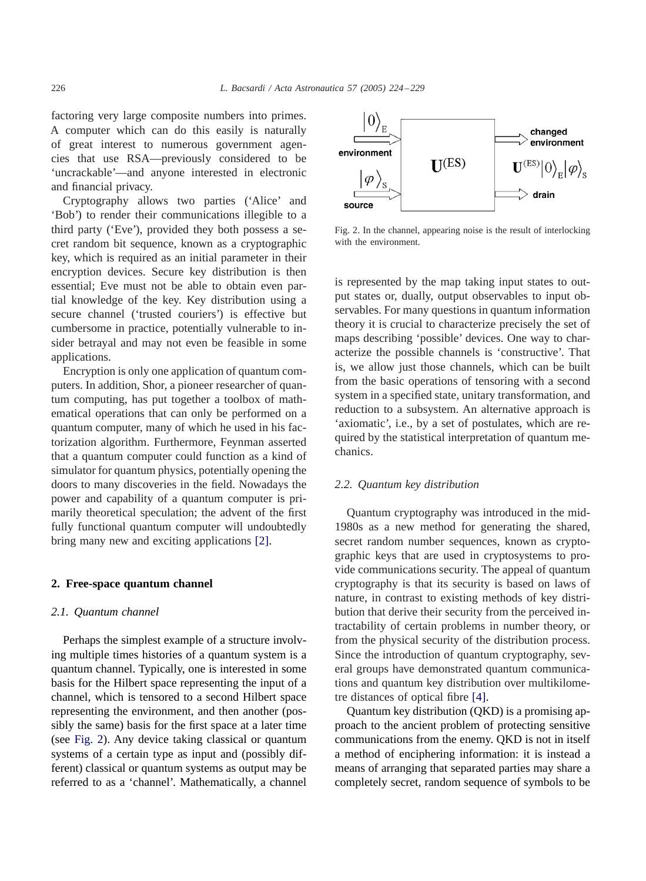factoring very large composite numbers into primes. A computer which can do this easily is naturally of great interest to numerous government agencies that use RSA—previously considered to be ‘uncrackable’—and anyone interested in electronic and financial privacy.

Cryptography allows two parties (‘Alice’ and ‘Bob’) to render their communications illegible to a third party (‘Eve’), provided they both possess a secret random bit sequence, known as a cryptographic key, which is required as an initial parameter in their encryption devices. Secure key distribution is then essential; Eve must not be able to obtain even partial knowledge of the key. Key distribution using a secure channel (‘trusted couriers’) is effective but cumbersome in practice, potentially vulnerable to insider betrayal and may not even be feasible in some applications.

Encryption is only one application of quantum computers. In addition, Shor, a pioneer researcher of quantum computing, has put together a toolbox of mathematical operations that can only be performed on a quantum computer, many of which he used in his factorization algorithm. Furthermore, Feynman asserted that a quantum computer could function as a kind of simulator for quantum physics, potentially opening the doors to many discoveries in the field. Nowadays the power and capability of a quantum computer is primarily theoretical speculation; the advent of the first fully functional quantum computer will undoubtedly bring many new and exciting applications [2].

## 2. Free-space quantum channel

### 2.1. Quantum channel

Perhaps the simplest example of a structure involving multiple times histories of a quantum system is a quantum channel. Typically, one is interested in some basis for the Hilbert space representing the input of a channel, which is tensored to a second Hilbert space representing the environment, and then another (possibly the same) basis for the first space at a later time (see Fig. 2). Any device taking classical or quantum systems of a certain type as input and (possibly different) classical or quantum systems as output may be referred to as a ‘channel’. Mathematically, a channel is represented by the map taking input states to output states or, dually, output observables to input observables. For many questions in quantum information theory it is crucial to characterize precisely the set of maps describing ‘possible’ devices. One way to characterize the possible channels is ‘constructive’. That is, we allow just those channels, which can be built from the basic operations of tensoring with a second system in a specified state, unitary transformation, and reduction to a subsystem. An alternative approach is ‘axiomatic’, i.e., by a set of postulates, which are required by the statistical interpretation of quantum mechanics.

$|0\rangle_E$

environment

$|\varphi\rangle_S$

source

$\mathbf{U}^{(ES)}$

changed environment

$\mathbf{U}^{(ES)}|0\rangle_E|\varphi\rangle_S$

drain

Fig. 2. In the channel, appearing noise is the result of interlocking with the environment.

### 2.2. Quantum key distribution

Quantum cryptography was introduced in the mid-1980s as a new method for generating the shared, secret random number sequences, known as cryptographic keys that are used in cryptosystems to provide communications security. The appeal of quantum cryptography is that its security is based on laws of nature, in contrast to existing methods of key distribution that derive their security from the perceived intractability of certain problems in number theory, or from the physical security of the distribution process. Since the introduction of quantum cryptography, several groups have demonstrated quantum communications and quantum key distribution over multikilometre distances of optical fibre [4].

Quantum key distribution (QKD) is a promising approach to the ancient problem of protecting sensitive communications from the enemy. QKD is not in itself a method of enciphering information: it is instead a means of arranging that separated parties may share a completely secret, random sequence of symbols to be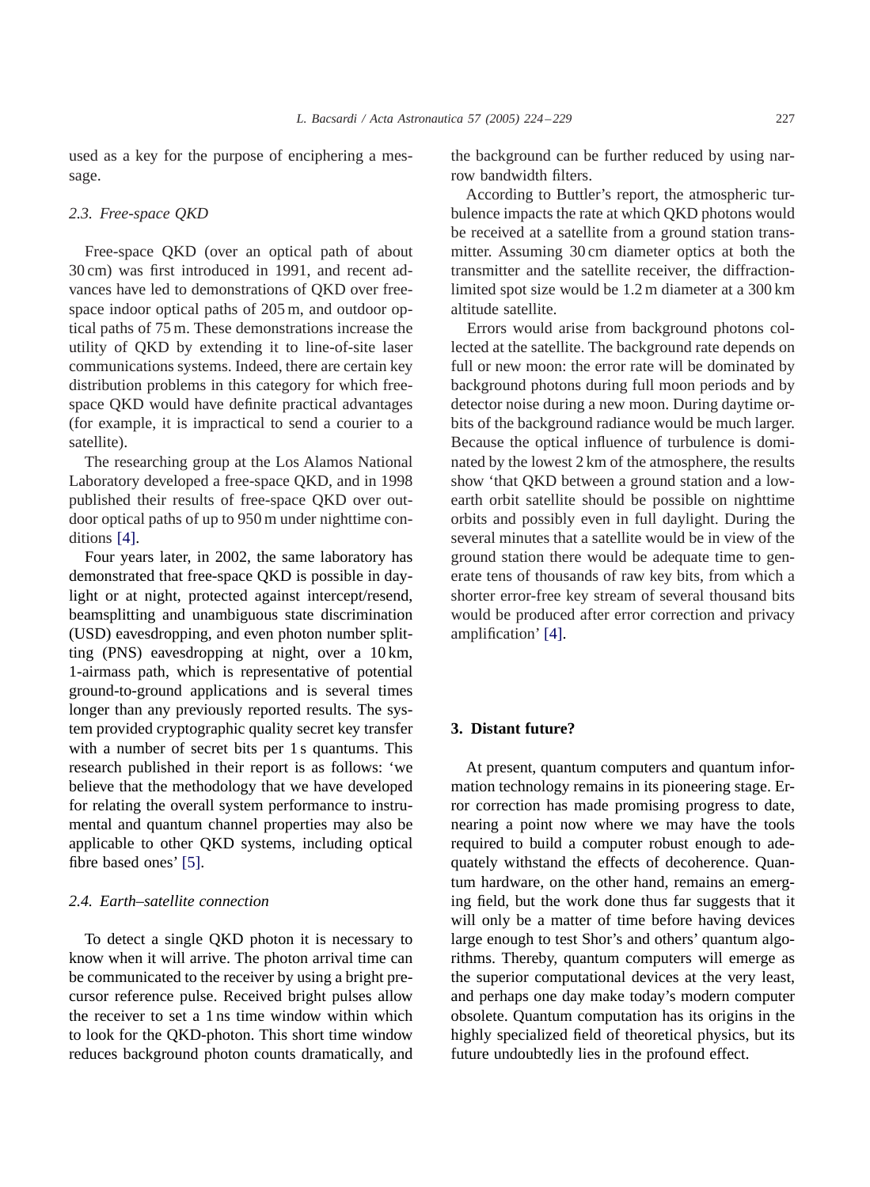used as a key for the purpose of enciphering a message.

### 2.3. Free-space QKD

Free-space QKD (over an optical path of about 30 cm) was first introduced in 1991, and recent advances have led to demonstrations of QKD over free-space indoor optical paths of 205 m, and outdoor optical paths of 75 m. These demonstrations increase the utility of QKD by extending it to line-of-site laser communications systems. Indeed, there are certain key distribution problems in this category for which free-space QKD would have definite practical advantages (for example, it is impractical to send a courier to a satellite).

The researching group at the Los Alamos National Laboratory developed a free-space QKD, and in 1998 published their results of free-space QKD over outdoor optical paths of up to 950 m under nighttime conditions [4].

Four years later, in 2002, the same laboratory has demonstrated that free-space QKD is possible in daylight or at night, protected against intercept/resend, beamsplitting and unambiguous state discrimination (USD) eavesdropping, and even photon number splitting (PNS) eavesdropping at night, over a 10 km, 1-airmass path, which is representative of potential ground-to-ground applications and is several times longer than any previously reported results. The system provided cryptographic quality secret key transfer with a number of secret bits per 1 s quantums. This research published in their report is as follows: 'we believe that the methodology that we have developed for relating the overall system performance to instrumental and quantum channel properties may also be applicable to other QKD systems, including optical fibre based ones' [5].

### 2.4. Earth–satellite connection

To detect a single QKD photon it is necessary to know when it will arrive. The photon arrival time can be communicated to the receiver by using a bright precursor reference pulse. Received bright pulses allow the receiver to set a 1 ns time window within which to look for the QKD-photon. This short time window reduces background photon counts dramatically, and the background can be further reduced by using narrow bandwidth filters.

According to Buttler's report, the atmospheric turbulence impacts the rate at which QKD photons would be received at a satellite from a ground station transmitter. Assuming 30 cm diameter optics at both the transmitter and the satellite receiver, the diffraction-limited spot size would be 1.2 m diameter at a 300 km altitude satellite.

Errors would arise from background photons collected at the satellite. The background rate depends on full or new moon: the error rate will be dominated by background photons during full moon periods and by detector noise during a new moon. During daytime orbits of the background radiance would be much larger. Because the optical influence of turbulence is dominated by the lowest 2 km of the atmosphere, the results show 'that QKD between a ground station and a low-earth orbit satellite should be possible on nighttime orbits and possibly even in full daylight. During the several minutes that a satellite would be in view of the ground station there would be adequate time to generate tens of thousands of raw key bits, from which a shorter error-free key stream of several thousand bits would be produced after error correction and privacy amplification' [4].

## 3. Distant future?

At present, quantum computers and quantum information technology remains in its pioneering stage. Error correction has made promising progress to date, nearing a point now where we may have the tools required to build a computer robust enough to adequately withstand the effects of decoherence. Quantum hardware, on the other hand, remains an emerging field, but the work done thus far suggests that it will only be a matter of time before having devices large enough to test Shor's and others' quantum algorithms. Thereby, quantum computers will emerge as the superior computational devices at the very least, and perhaps one day make today's modern computer obsolete. Quantum computation has its origins in the highly specialized field of theoretical physics, but its future undoubtedly lies in the profound effect.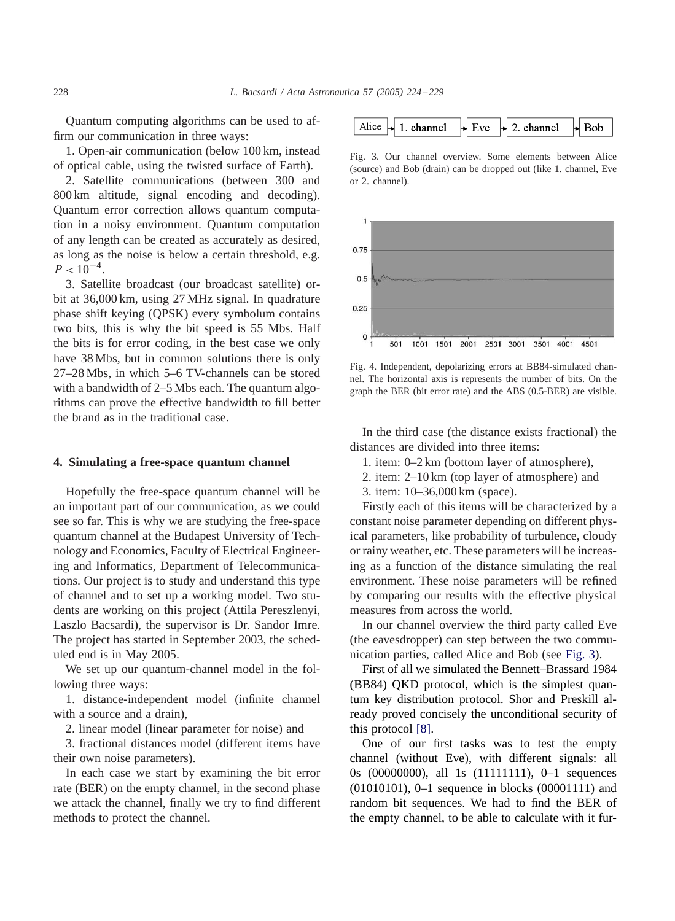Quantum computing algorithms can be used to affirm our communication in three ways:

1. Open-air communication (below 100 km, instead of optical cable, using the twisted surface of Earth).

2. Satellite communications (between 300 and 800 km altitude, signal encoding and decoding). Quantum error correction allows quantum computation in a noisy environment. Quantum computation of any length can be created as accurately as desired, as long as the noise is below a certain threshold, e.g. $P < 10^{-4}$.

3. Satellite broadcast (our broadcast satellite) orbit at 36,000 km, using 27 MHz signal. In quadrature phase shift keying (QPSK) every symbolum contains two bits, this is why the bit speed is 55 Mbs. Half the bits is for error coding, in the best case we only have 38 Mbs, but in common solutions there is only 27–28 Mbs, in which 5–6 TV-channels can be stored with a bandwidth of 2–5 Mbs each. The quantum algorithms can prove the effective bandwidth to fill better the brand as in the traditional case.

## 4. Simulating a free-space quantum channel

Hopefully the free-space quantum channel will be an important part of our communication, as we could see so far. This is why we are studying the free-space quantum channel at the Budapest University of Technology and Economics, Faculty of Electrical Engineering and Informatics, Department of Telecommunications. Our project is to study and understand this type of channel and to set up a working model. Two students are working on this project (Attila Pereszlenyi, Laszlo Bacsardi), the supervisor is Dr. Sandor Imre. The project has started in September 2003, the scheduled end is in May 2005.

We set up our quantum-channel model in the following three ways:

1. distance-independent model (infinite channel with a source and a drain),

2. linear model (linear parameter for noise) and

3. fractional distances model (different items have their own noise parameters).

In each case we start by examining the bit error rate (BER) on the empty channel, in the second phase we attack the channel, finally we try to find different methods to protect the channel.

Alice → 1. channel → Eve → 2. channel → Bob

Fig. 3. Our channel overview. Some elements between Alice (source) and Bob (drain) can be dropped out (like 1. channel, Eve or 2. channel).

Fig. 4. Independent, depolarizing errors at BB84-simulated channel. The horizontal axis is represents the number of bits. On the graph the BER (bit error rate) and the ABS (0.5-BER) are visible.

In the third case (the distance exists fractional) the distances are divided into three items:

1. item: 0–2 km (bottom layer of atmosphere),

2. item: 2–10 km (top layer of atmosphere) and

3. item: 10–36,000 km (space).

Firstly each of this items will be characterized by a constant noise parameter depending on different physical parameters, like probability of turbulence, cloudy or rainy weather, etc. These parameters will be increasing as a function of the distance simulating the real environment. These noise parameters will be refined by comparing our results with the effective physical measures from across the world.

In our channel overview the third party called Eve (the eavesdropper) can step between the two communication parties, called Alice and Bob (see Fig. 3).

First of all we simulated the Bennett–Brassard 1984 (BB84) QKD protocol, which is the simplest quantum key distribution protocol. Shor and Preskill already proved concisely the unconditional security of this protocol [8].

One of our first tasks was to test the empty channel (without Eve), with different signals: all 0s (00000000), all 1s (11111111), 0–1 sequences (01010101), 0–1 sequence in blocks (00001111) and random bit sequences. We had to find the BER of the empty channel, to be able to calculate with it fur-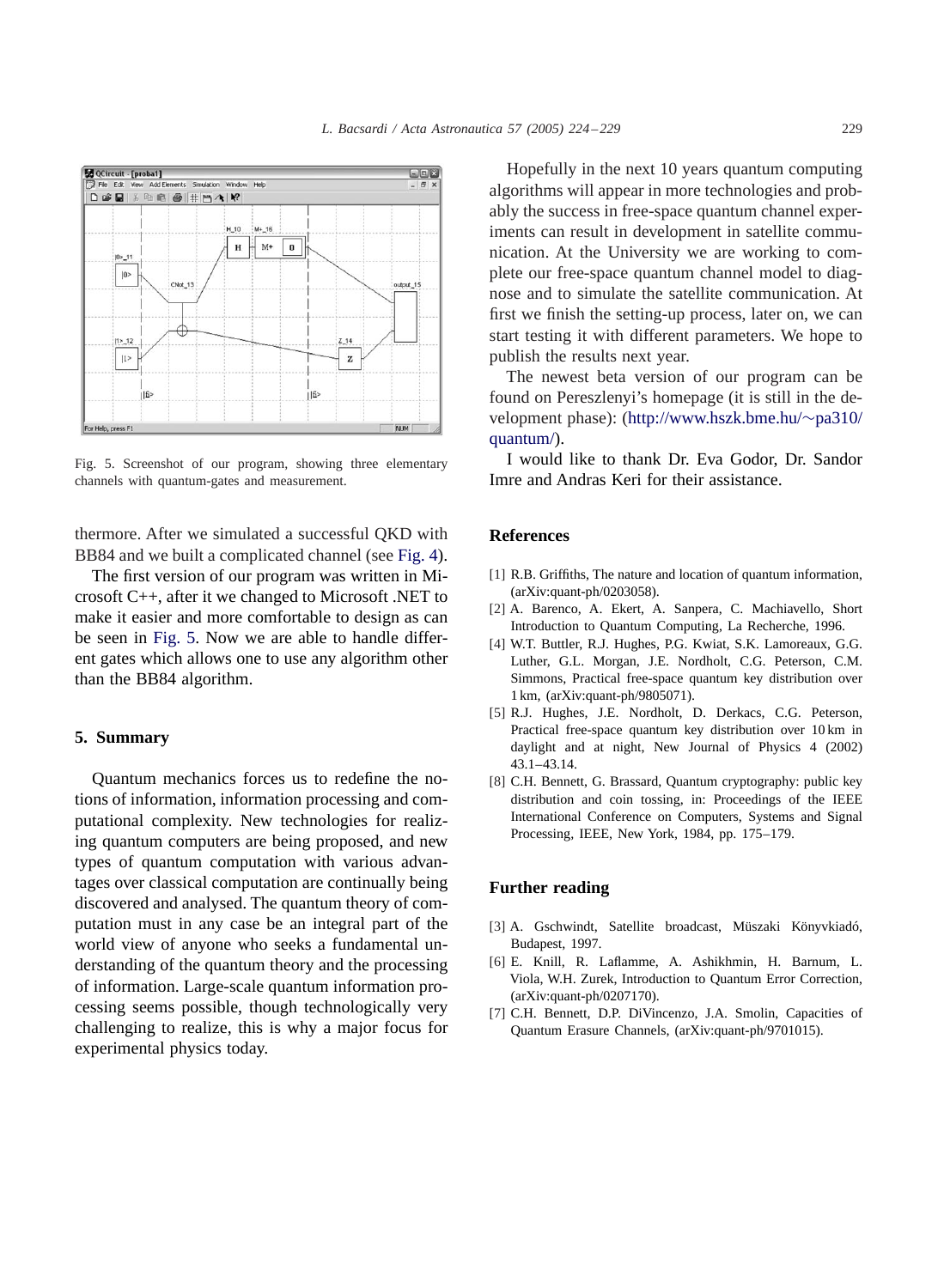Fig. 5. Screenshot of our program, showing three elementary channels with quantum-gates and measurement.

thermore. After we simulated a successful QKD with BB84 and we built a complicated channel (see Fig. 4).

The first version of our program was written in Microsoft C++, after it we changed to Microsoft .NET to make it easier and more comfortable to design as can be seen in Fig. 5. Now we are able to handle different gates which allows one to use any algorithm other than the BB84 algorithm.

## 5. Summary

Quantum mechanics forces us to redefine the notions of information, information processing and computational complexity. New technologies for realizing quantum computers are being proposed, and new types of quantum computation with various advantages over classical computation are continually being discovered and analysed. The quantum theory of computation must in any case be an integral part of the world view of anyone who seeks a fundamental understanding of the quantum theory and the processing of information. Large-scale quantum information processing seems possible, though technologically very challenging to realize, this is why a major focus for experimental physics today.

Hopefully in the next 10 years quantum computing algorithms will appear in more technologies and probably the success in free-space quantum channel experiments can result in development in satellite communication. At the University we are working to complete our free-space quantum channel model to diagnose and to simulate the satellite communication. At first we finish the setting-up process, later on, we can start testing it with different parameters. We hope to publish the results next year.

The newest beta version of our program can be found on Pereszlenyi's homepage (it is still in the development phase): (http://www.hszk.bme.hu/~pa310/quantum/).

I would like to thank Dr. Eva Godor, Dr. Sandor Imre and Andras Keri for their assistance.

## References

[1] R.B. Griffiths, The nature and location of quantum information, (arXiv:quant-ph/0203058).

[2] A. Barenco, A. Ekert, A. Sanpera, C. Machiavello, Short Introduction to Quantum Computing, La Recherche, 1996.

[4] W.T. Buttler, R.J. Hughes, P.G. Kwiat, S.K. Lamoreaux, G.G. Luther, G.L. Morgan, J.E. Nordholt, C.G. Peterson, C.M. Simmons, Practical free-space quantum key distribution over 1 km, (arXiv:quant-ph/9805071).

[5] R.J. Hughes, J.E. Nordholt, D. Derkacs, C.G. Peterson, Practical free-space quantum key distribution over 10 km in daylight and at night, New Journal of Physics 4 (2002) 43.1–43.14.

[8] C.H. Bennett, G. Brassard, Quantum cryptography: public key distribution and coin tossing, in: Proceedings of the IEEE International Conference on Computers, Systems and Signal Processing, IEEE, New York, 1984, pp. 175–179.

## Further reading

[3] A. Gschwindt, Satellite broadcast, Müszaki Könyvkiadó, Budapest, 1997.

[6] E. Knill, R. Laflamme, A. Ashikhmin, H. Barnum, L. Viola, W.H. Zurek, Introduction to Quantum Error Correction, (arXiv:quant-ph/0207170).

[7] C.H. Bennett, D.P. DiVincenzo, J.A. Smolin, Capacities of Quantum Erasure Channels, (arXiv:quant-ph/9701015).